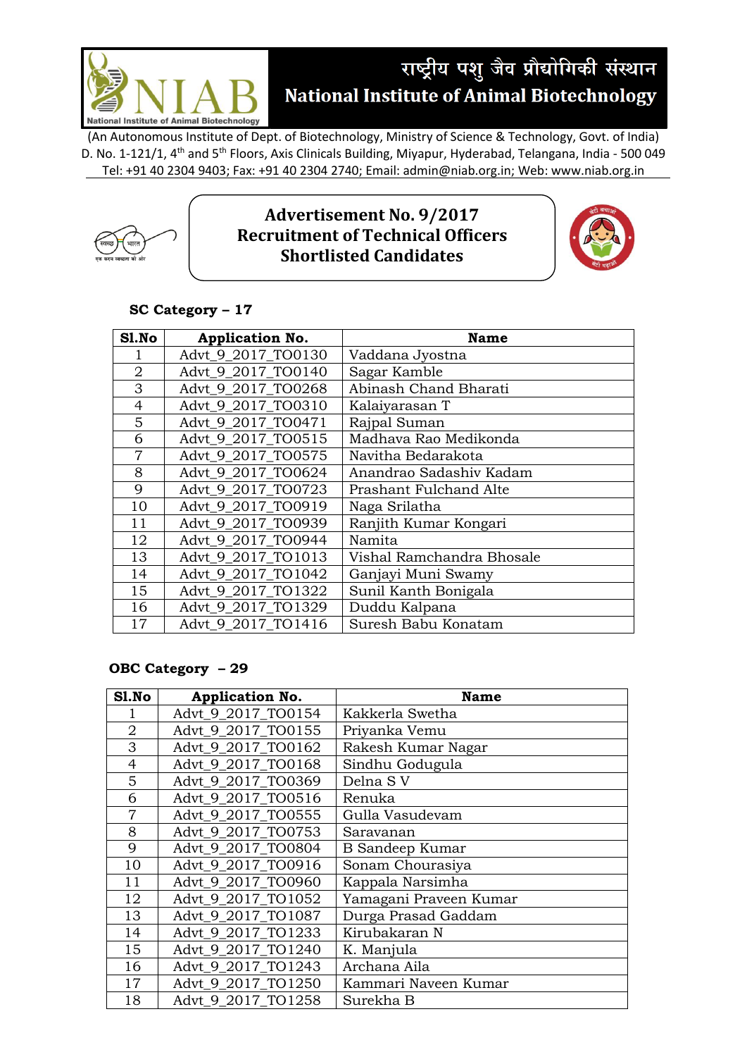राष्ट्रीय पशु जैव प्रौद्योगिकी संस्थान

# National Institute of Animal Biotechnology

(An Autonomous Institute of Dept. of Biotechnology, Ministry of Science & Technology, Govt. of India)
D. No. 1-121/1, 4th and 5th Floors, Axis Clinicals Building, Miyapur, Hyderabad, Telangana, India - 500 049
Tel: +91 40 2304 9403; Fax: +91 40 2304 2740; Email: admin@niab.org.in; Web: www.niab.org.in

## Advertisement No. 9/2017
## Recruitment of Technical Officers
## Shortlisted Candidates

**SC Category – 17**

| Sl.No | Application No. | Name |
|---|---|---|
| 1 | Advt_9_2017_TO0130 | Vaddana Jyostna |
| 2 | Advt_9_2017_TO0140 | Sagar Kamble |
| 3 | Advt_9_2017_TO0268 | Abinash Chand Bharati |
| 4 | Advt_9_2017_TO0310 | Kalaiyarasan T |
| 5 | Advt_9_2017_TO0471 | Rajpal Suman |
| 6 | Advt_9_2017_TO0515 | Madhava Rao Medikonda |
| 7 | Advt_9_2017_TO0575 | Navitha Bedarakota |
| 8 | Advt_9_2017_TO0624 | Anandrao Sadashiv Kadam |
| 9 | Advt_9_2017_TO0723 | Prashant Fulchand Alte |
| 10 | Advt_9_2017_TO0919 | Naga Srilatha |
| 11 | Advt_9_2017_TO0939 | Ranjith Kumar Kongari |
| 12 | Advt_9_2017_TO0944 | Namita |
| 13 | Advt_9_2017_TO1013 | Vishal Ramchandra Bhosale |
| 14 | Advt_9_2017_TO1042 | Ganjayi Muni Swamy |
| 15 | Advt_9_2017_TO1322 | Sunil Kanth Bonigala |
| 16 | Advt_9_2017_TO1329 | Duddu Kalpana |
| 17 | Advt_9_2017_TO1416 | Suresh Babu Konatam |

**OBC Category – 29**

| Sl.No | Application No. | Name |
|---|---|---|
| 1 | Advt_9_2017_TO0154 | Kakkerla Swetha |
| 2 | Advt_9_2017_TO0155 | Priyanka Vemu |
| 3 | Advt_9_2017_TO0162 | Rakesh Kumar Nagar |
| 4 | Advt_9_2017_TO0168 | Sindhu Godugula |
| 5 | Advt_9_2017_TO0369 | Delna S V |
| 6 | Advt_9_2017_TO0516 | Renuka |
| 7 | Advt_9_2017_TO0555 | Gulla Vasudevam |
| 8 | Advt_9_2017_TO0753 | Saravanan |
| 9 | Advt_9_2017_TO0804 | B Sandeep Kumar |
| 10 | Advt_9_2017_TO0916 | Sonam Chourasiya |
| 11 | Advt_9_2017_TO0960 | Kappala Narsimha |
| 12 | Advt_9_2017_TO1052 | Yamagani Praveen Kumar |
| 13 | Advt_9_2017_TO1087 | Durga Prasad Gaddam |
| 14 | Advt_9_2017_TO1233 | Kirubakaran N |
| 15 | Advt_9_2017_TO1240 | K. Manjula |
| 16 | Advt_9_2017_TO1243 | Archana Aila |
| 17 | Advt_9_2017_TO1250 | Kammari Naveen Kumar |
| 18 | Advt_9_2017_TO1258 | Surekha B |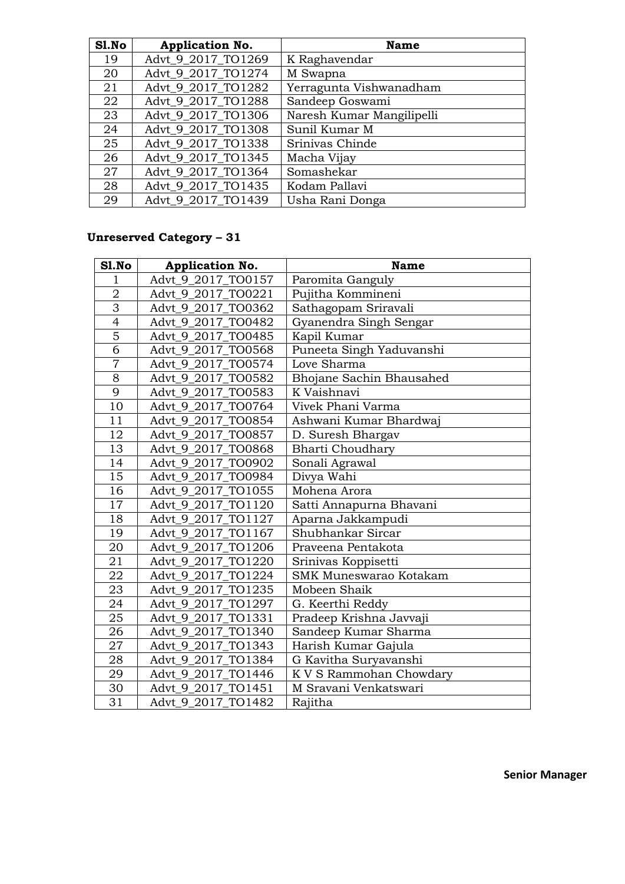| Sl.No | Application No. | Name |
|---|---|---|
| 19 | Advt_9_2017_TO1269 | K Raghavendar |
| 20 | Advt_9_2017_TO1274 | M Swapna |
| 21 | Advt_9_2017_TO1282 | Yerragunta Vishwanadham |
| 22 | Advt_9_2017_TO1288 | Sandeep Goswami |
| 23 | Advt_9_2017_TO1306 | Naresh Kumar Mangilipelli |
| 24 | Advt_9_2017_TO1308 | Sunil Kumar M |
| 25 | Advt_9_2017_TO1338 | Srinivas Chinde |
| 26 | Advt_9_2017_TO1345 | Macha Vijay |
| 27 | Advt_9_2017_TO1364 | Somashekar |
| 28 | Advt_9_2017_TO1435 | Kodam Pallavi |
| 29 | Advt_9_2017_TO1439 | Usha Rani Donga |

**Unreserved Category – 31**

| Sl.No | Application No. | Name |
|---|---|---|
| 1 | Advt_9_2017_TO0157 | Paromita Ganguly |
| 2 | Advt_9_2017_TO0221 | Pujitha Kommineni |
| 3 | Advt_9_2017_TO0362 | Sathagopam Sriravali |
| 4 | Advt_9_2017_TO0482 | Gyanendra Singh Sengar |
| 5 | Advt_9_2017_TO0485 | Kapil Kumar |
| 6 | Advt_9_2017_TO0568 | Puneeta Singh Yaduvanshi |
| 7 | Advt_9_2017_TO0574 | Love Sharma |
| 8 | Advt_9_2017_TO0582 | Bhojane Sachin Bhausahed |
| 9 | Advt_9_2017_TO0583 | K Vaishnavi |
| 10 | Advt_9_2017_TO0764 | Vivek Phani Varma |
| 11 | Advt_9_2017_TO0854 | Ashwani Kumar Bhardwaj |
| 12 | Advt_9_2017_TO0857 | D. Suresh Bhargav |
| 13 | Advt_9_2017_TO0868 | Bharti Choudhary |
| 14 | Advt_9_2017_TO0902 | Sonali Agrawal |
| 15 | Advt_9_2017_TO0984 | Divya Wahi |
| 16 | Advt_9_2017_TO1055 | Mohena Arora |
| 17 | Advt_9_2017_TO1120 | Satti Annapurna Bhavani |
| 18 | Advt_9_2017_TO1127 | Aparna Jakkampudi |
| 19 | Advt_9_2017_TO1167 | Shubhankar Sircar |
| 20 | Advt_9_2017_TO1206 | Praveena Pentakota |
| 21 | Advt_9_2017_TO1220 | Srinivas Koppisetti |
| 22 | Advt_9_2017_TO1224 | SMK Muneswarao Kotakam |
| 23 | Advt_9_2017_TO1235 | Mobeen Shaik |
| 24 | Advt_9_2017_TO1297 | G. Keerthi Reddy |
| 25 | Advt_9_2017_TO1331 | Pradeep Krishna Javvaji |
| 26 | Advt_9_2017_TO1340 | Sandeep Kumar Sharma |
| 27 | Advt_9_2017_TO1343 | Harish Kumar Gajula |
| 28 | Advt_9_2017_TO1384 | G Kavitha Suryavanshi |
| 29 | Advt_9_2017_TO1446 | K V S Rammohan Chowdary |
| 30 | Advt_9_2017_TO1451 | M Sravani Venkatswari |
| 31 | Advt_9_2017_TO1482 | Rajitha |

**Senior Manager**